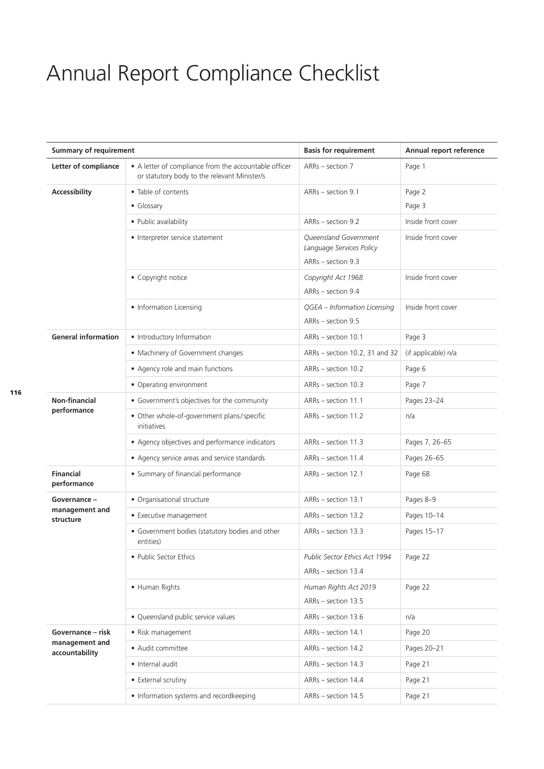# Annual Report Compliance Checklist

| Summary of requirement | | Basis for requirement | Annual report reference |
|---|---|---|---|
| **Letter of compliance** | • A letter of compliance from the accountable officer or statutory body to the relevant Minister/s | ARRs – section 7 | Page 1 |
| **Accessibility** | • Table of contents<br>• Glossary | ARRs – section 9.1 | Page 2<br>Page 3 |
| | • Public availability | ARRs – section 9.2 | Inside front cover |
| | • Interpreter service statement | *Queensland Government Language Services Policy*<br>ARRs – section 9.3 | Inside front cover |
| | • Copyright notice | *Copyright Act 1968*<br>ARRs – section 9.4 | Inside front cover |
| | • Information Licensing | *QGEA – Information Licensing*<br>ARRs – section 9.5 | Inside front cover |
| **General information** | • Introductory Information | ARRs – section 10.1 | Page 3 |
| | • Machinery of Government changes | ARRs – section 10.2, 31 and 32 | (if applicable) n/a |
| | • Agency role and main functions | ARRs – section 10.2 | Page 6 |
| | • Operating environment | ARRs – section 10.3 | Page 7 |
| **Non-financial performance** | • Government's objectives for the community | ARRs – section 11.1 | Pages 23–24 |
| | • Other whole-of-government plans/specific initiatives | ARRs – section 11.2 | n/a |
| | • Agency objectives and performance indicators | ARRs – section 11.3 | Pages 7, 26–65 |
| | • Agency service areas and service standards | ARRs – section 11.4 | Pages 26–65 |
| **Financial performance** | • Summary of financial performance | ARRs – section 12.1 | Page 68 |
| **Governance – management and structure** | • Organisational structure | ARRs – section 13.1 | Pages 8–9 |
| | • Executive management | ARRs – section 13.2 | Pages 10–14 |
| | • Government bodies (statutory bodies and other entities) | ARRs – section 13.3 | Pages 15–17 |
| | • Public Sector Ethics | *Public Sector Ethics Act 1994*<br>ARRs – section 13.4 | Page 22 |
| | • Human Rights | *Human Rights Act 2019*<br>ARRs – section 13.5 | Page 22 |
| | • Queensland public service values | ARRs – section 13.6 | n/a |
| **Governance – risk management and accountability** | • Risk management | ARRs – section 14.1 | Page 20 |
| | • Audit committee | ARRs – section 14.2 | Pages 20–21 |
| | • Internal audit | ARRs – section 14.3 | Page 21 |
| | • External scrutiny | ARRs – section 14.4 | Page 21 |
| | • Information systems and recordkeeping | ARRs – section 14.5 | Page 21 |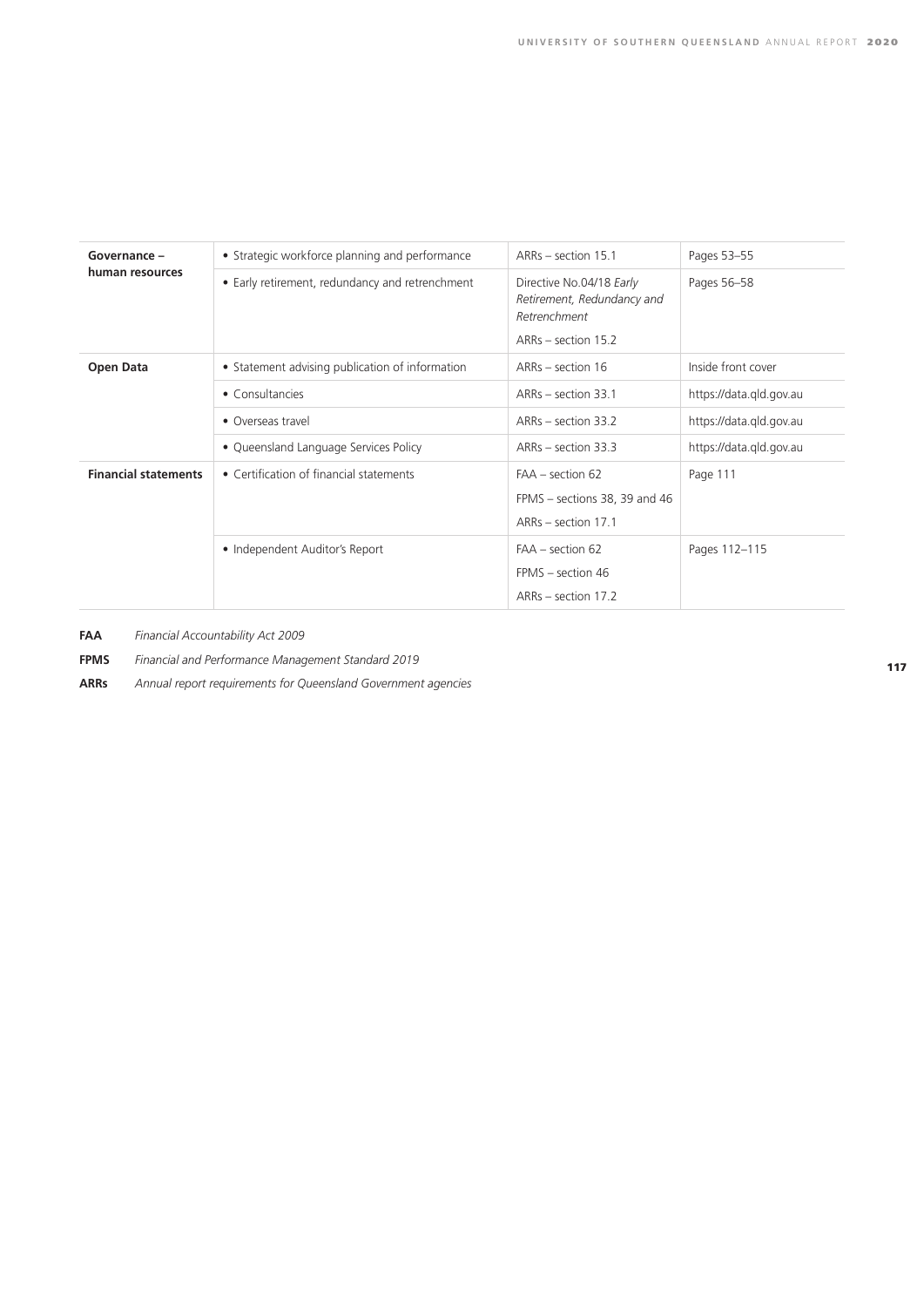| | | | |
|---|---|---|---|
| **Governance – human resources** | • Strategic workforce planning and performance | ARRs – section 15.1 | Pages 53–55 |
| | • Early retirement, redundancy and retrenchment | Directive No.04/18 *Early Retirement, Redundancy and Retrenchment*<br>ARRs – section 15.2 | Pages 56–58 |
| **Open Data** | • Statement advising publication of information | ARRs – section 16 | Inside front cover |
| | • Consultancies | ARRs – section 33.1 | https://data.qld.gov.au |
| | • Overseas travel | ARRs – section 33.2 | https://data.qld.gov.au |
| | • Queensland Language Services Policy | ARRs – section 33.3 | https://data.qld.gov.au |
| **Financial statements** | • Certification of financial statements | FAA – section 62<br>FPMS – sections 38, 39 and 46<br>ARRs – section 17.1 | Page 111 |
| | • Independent Auditor's Report | FAA – section 62<br>FPMS – section 46<br>ARRs – section 17.2 | Pages 112–115 |

**FAA** *Financial Accountability Act 2009*

**FPMS** *Financial and Performance Management Standard 2019*

**ARRs** *Annual report requirements for Queensland Government agencies*